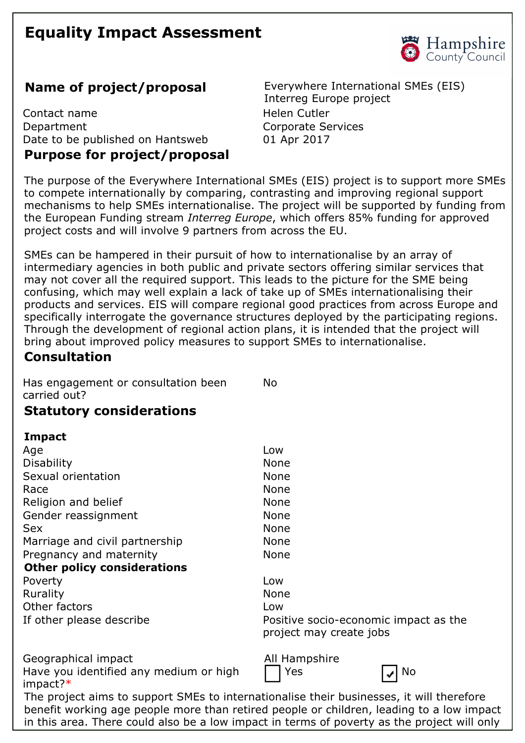# Equality Impact Assessment

Hampshire County Council

## Name of project/proposal

Everywhere International SMEs (EIS) Interreg Europe project

| | |
|---|---|
| Contact name | Helen Cutler |
| Department | Corporate Services |
| Date to be published on Hantsweb | 01 Apr 2017 |

## Purpose for project/proposal

The purpose of the Everywhere International SMEs (EIS) project is to support more SMEs to compete internationally by comparing, contrasting and improving regional support mechanisms to help SMEs internationalise. The project will be supported by funding from the European Funding stream *Interreg Europe*, which offers 85% funding for approved project costs and will involve 9 partners from across the EU.

SMEs can be hampered in their pursuit of how to internationalise by an array of intermediary agencies in both public and private sectors offering similar services that may not cover all the required support. This leads to the picture for the SME being confusing, which may well explain a lack of take up of SMEs internationalising their products and services. EIS will compare regional good practices from across Europe and specifically interrogate the governance structures deployed by the participating regions. Through the development of regional action plans, it is intended that the project will bring about improved policy measures to support SMEs to internationalise.

## Consultation

| | |
|---|---|
| Has engagement or consultation been carried out? | No |

## Statutory considerations

| **Impact** | |
|---|---|
| Age | Low |
| Disability | None |
| Sexual orientation | None |
| Race | None |
| Religion and belief | None |
| Gender reassignment | None |
| Sex | None |
| Marriage and civil partnership | None |
| Pregnancy and maternity | None |
| **Other policy considerations** | |
| Poverty | Low |
| Rurality | None |
| Other factors | Low |
| If other please describe | Positive socio-economic impact as the project may create jobs |

| | |
|---|---|
| Geographical impact | All Hampshire |
| Have you identified any medium or high impact?* | ☐ Yes ☑ No |

The project aims to support SMEs to internationalise their businesses, it will therefore benefit working age people more than retired people or children, leading to a low impact in this area. There could also be a low impact in terms of poverty as the project will only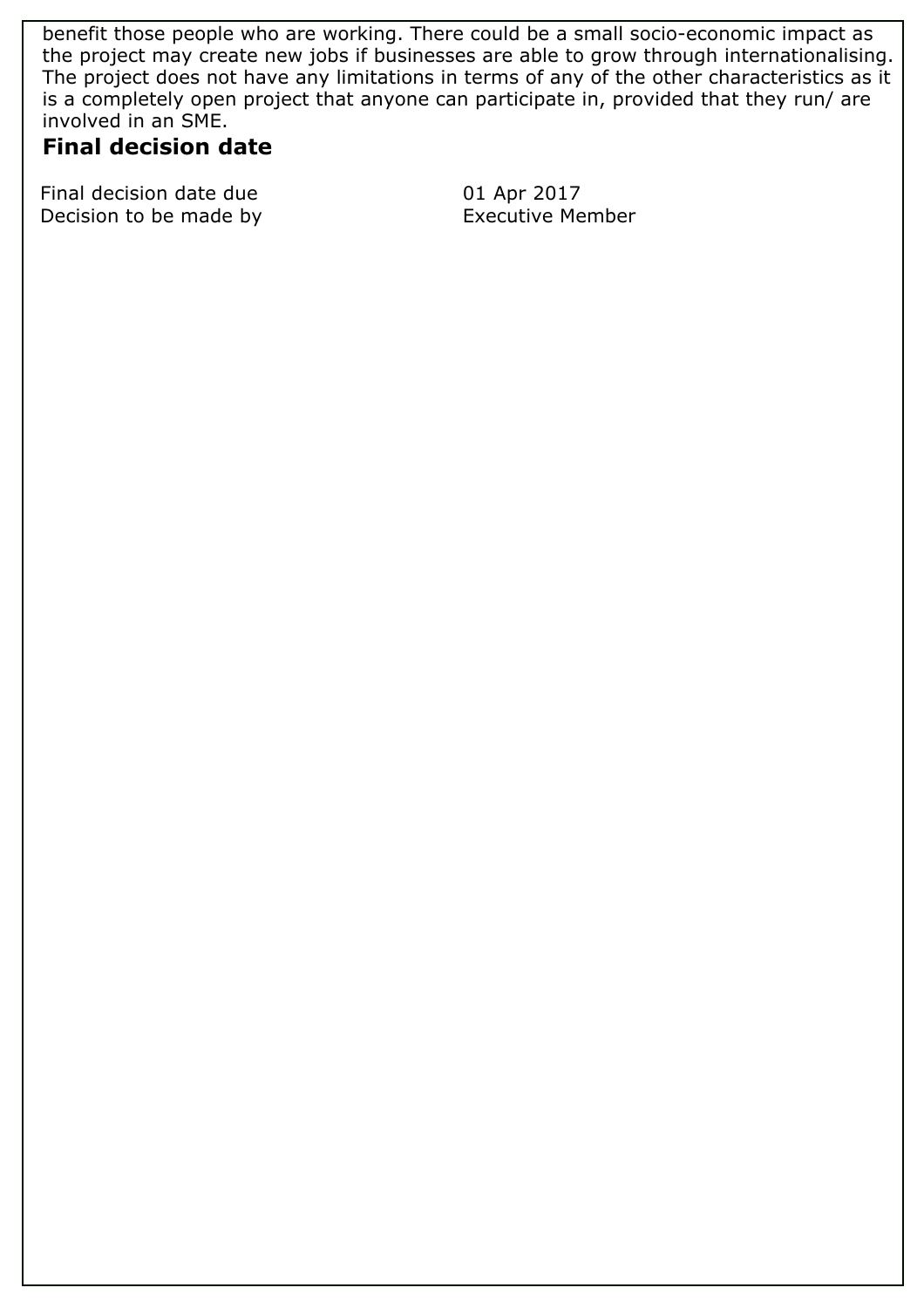benefit those people who are working. There could be a small socio-economic impact as the project may create new jobs if businesses are able to grow through internationalising. The project does not have any limitations in terms of any of the other characteristics as it is a completely open project that anyone can participate in, provided that they run/ are involved in an SME.

## Final decision date

| | |
|---|---|
| Final decision date due | 01 Apr 2017 |
| Decision to be made by | Executive Member |